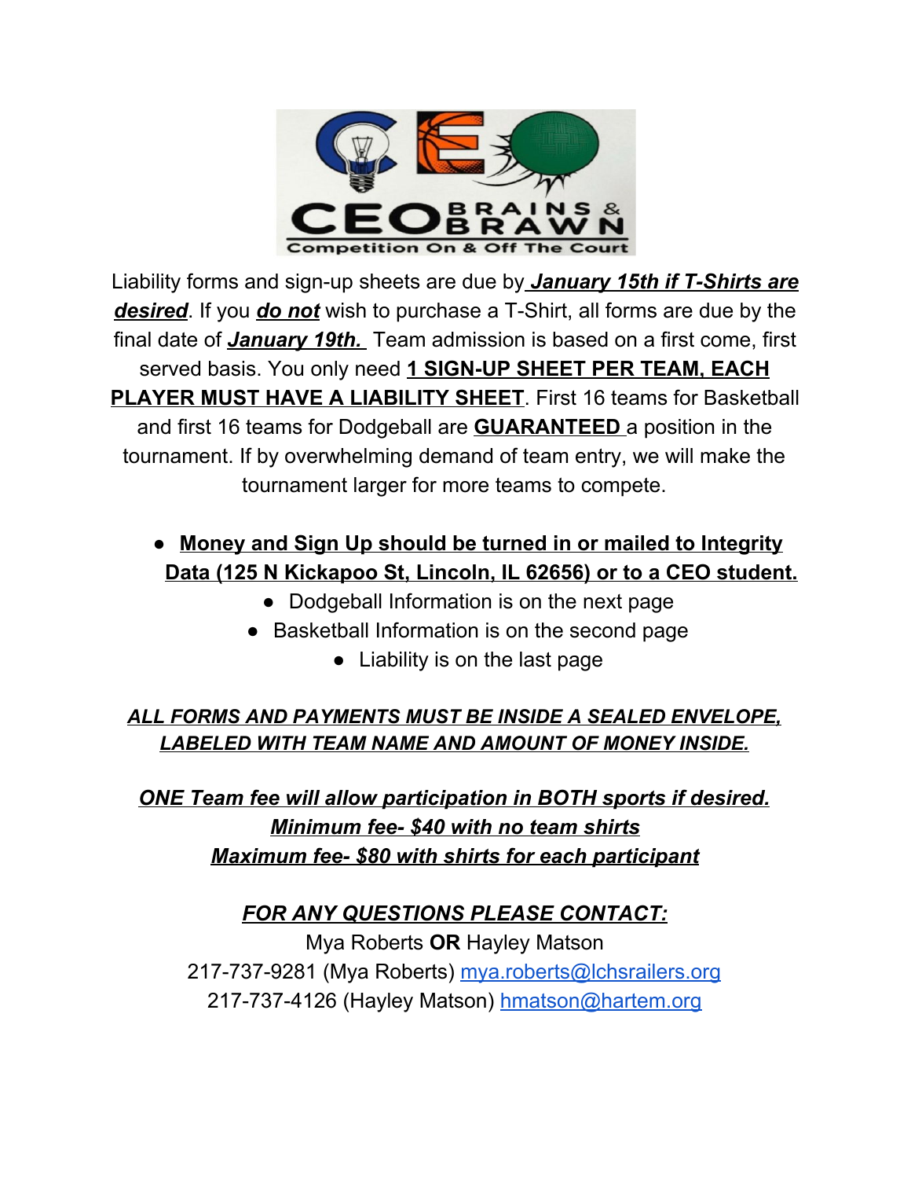CEO BRAINS & BRAWN

Competition On & Off The Court

Liability forms and sign-up sheets are due by ***January 15th if T-Shirts are desired***. If you ***do not*** wish to purchase a T-Shirt, all forms are due by the final date of ***January 19th.*** Team admission is based on a first come, first served basis. You only need **1 SIGN-UP SHEET PER TEAM, EACH PLAYER MUST HAVE A LIABILITY SHEET**. First 16 teams for Basketball and first 16 teams for Dodgeball are **GUARANTEED** a position in the tournament. If by overwhelming demand of team entry, we will make the tournament larger for more teams to compete.

- **Money and Sign Up should be turned in or mailed to Integrity Data (125 N Kickapoo St, Lincoln, IL 62656) or to a CEO student.**
  - Dodgeball Information is on the next page
  - Basketball Information is on the second page
  - Liability is on the last page

***ALL FORMS AND PAYMENTS MUST BE INSIDE A SEALED ENVELOPE, LABELED WITH TEAM NAME AND AMOUNT OF MONEY INSIDE.***

***ONE Team fee will allow participation in BOTH sports if desired.***
***Minimum fee- $40 with no team shirts***
***Maximum fee- $80 with shirts for each participant***

***FOR ANY QUESTIONS PLEASE CONTACT:***

Mya Roberts **OR** Hayley Matson

217-737-9281 (Mya Roberts) mya.roberts@lchsrailers.org

217-737-4126 (Hayley Matson) hmatson@hartem.org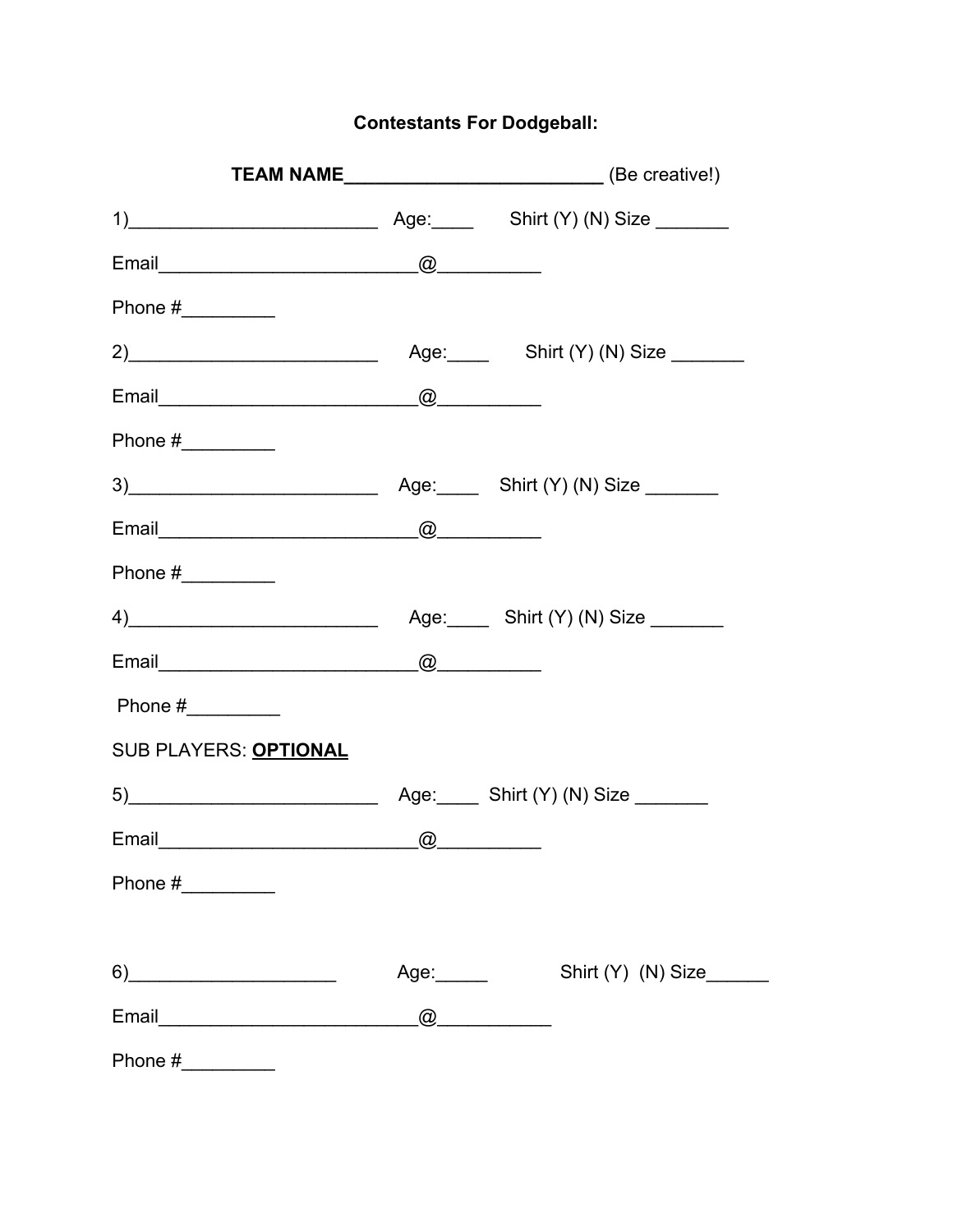**Contestants For Dodgeball:**

**TEAM NAME________________________** (Be creative!)

1)________________________ Age:____ Shirt (Y) (N) Size _______

Email________________________@_________

Phone #_________

2)________________________ Age:____ Shirt (Y) (N) Size _______

Email________________________@_________

Phone #_________

3)________________________ Age:____ Shirt (Y) (N) Size _______

Email________________________@_________

Phone #_________

4)________________________ Age:____ Shirt (Y) (N) Size _______

Email________________________@_________

Phone #_________

SUB PLAYERS: **OPTIONAL**

5)________________________ Age:____ Shirt (Y) (N) Size _______

Email________________________@_________

Phone #_________

6)____________________ Age:_____ Shirt (Y) (N) Size______

Email________________________@___________

Phone #_________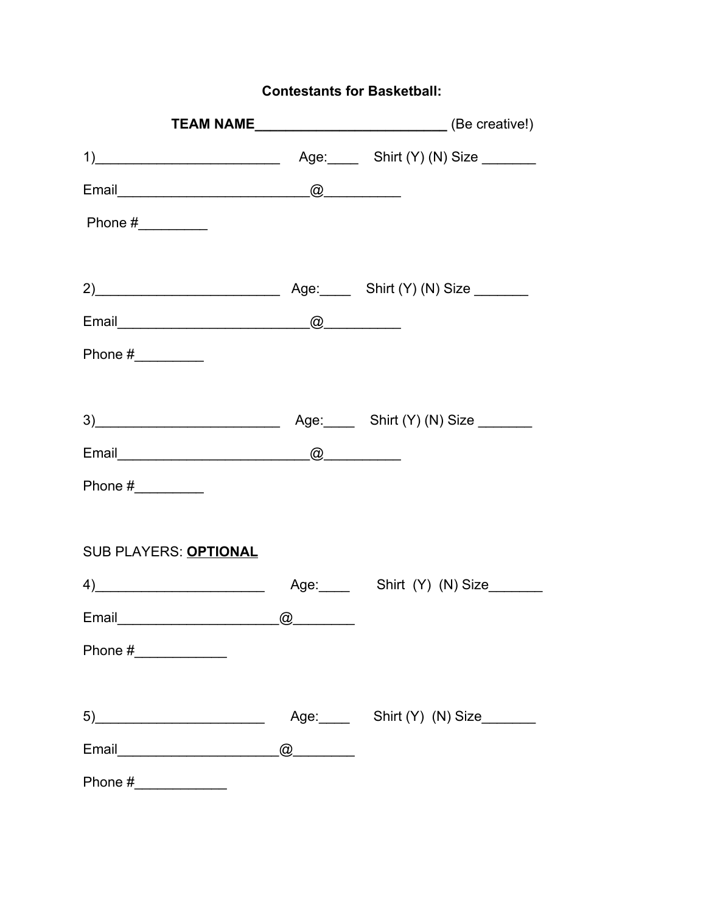**Contestants for Basketball:**

**TEAM NAME________________________** (Be creative!)

1)_______________________ Age:____ Shirt (Y) (N) Size _______

Email________________________@_________

Phone #_________

2)_______________________ Age:____ Shirt (Y) (N) Size _______

Email________________________@_________

Phone #_________

3)_______________________ Age:____ Shirt (Y) (N) Size _______

Email________________________@_________

Phone #_________

SUB PLAYERS: **<u>OPTIONAL</u>**

4)_____________________ Age:____ Shirt (Y) (N) Size_______

Email____________________@_______

Phone #___________

5)_____________________ Age:____ Shirt (Y) (N) Size_______

Email____________________@_______

Phone #___________